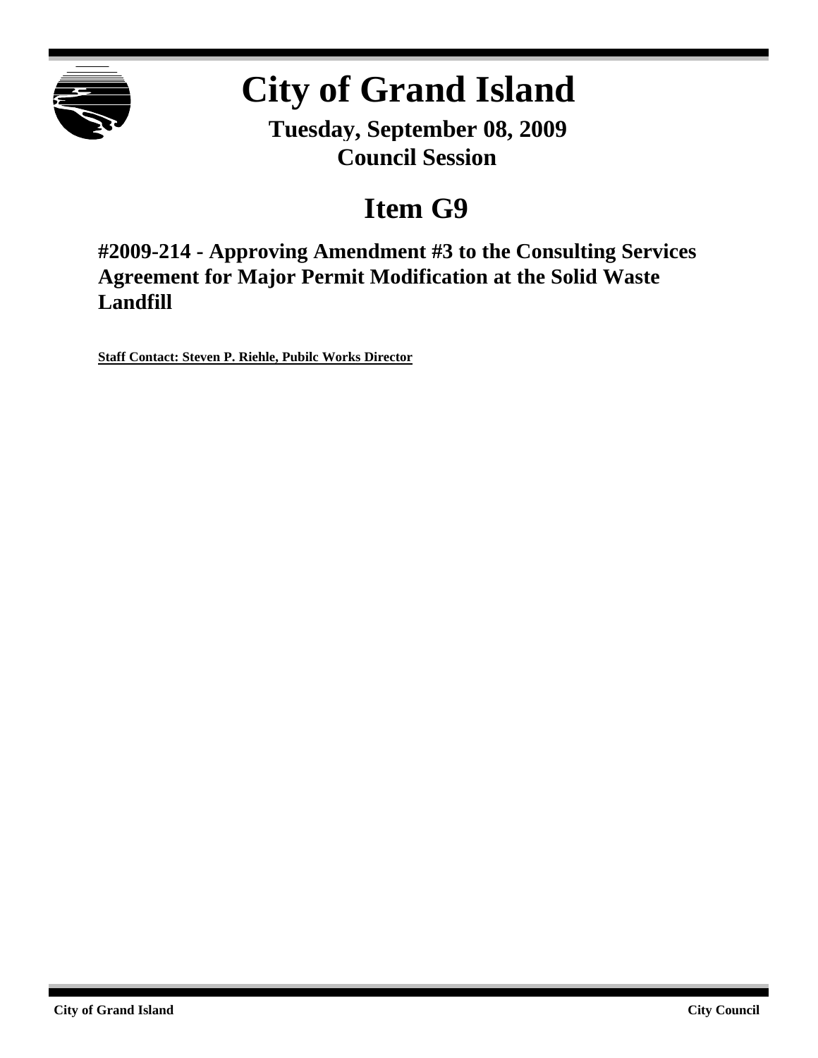# City of Grand Island

**Tuesday, September 08, 2009**
**Council Session**

## Item G9

### #2009-214 - Approving Amendment #3 to the Consulting Services Agreement for Major Permit Modification at the Solid Waste Landfill

**Staff Contact: Steven P. Riehle, Pubilc Works Director**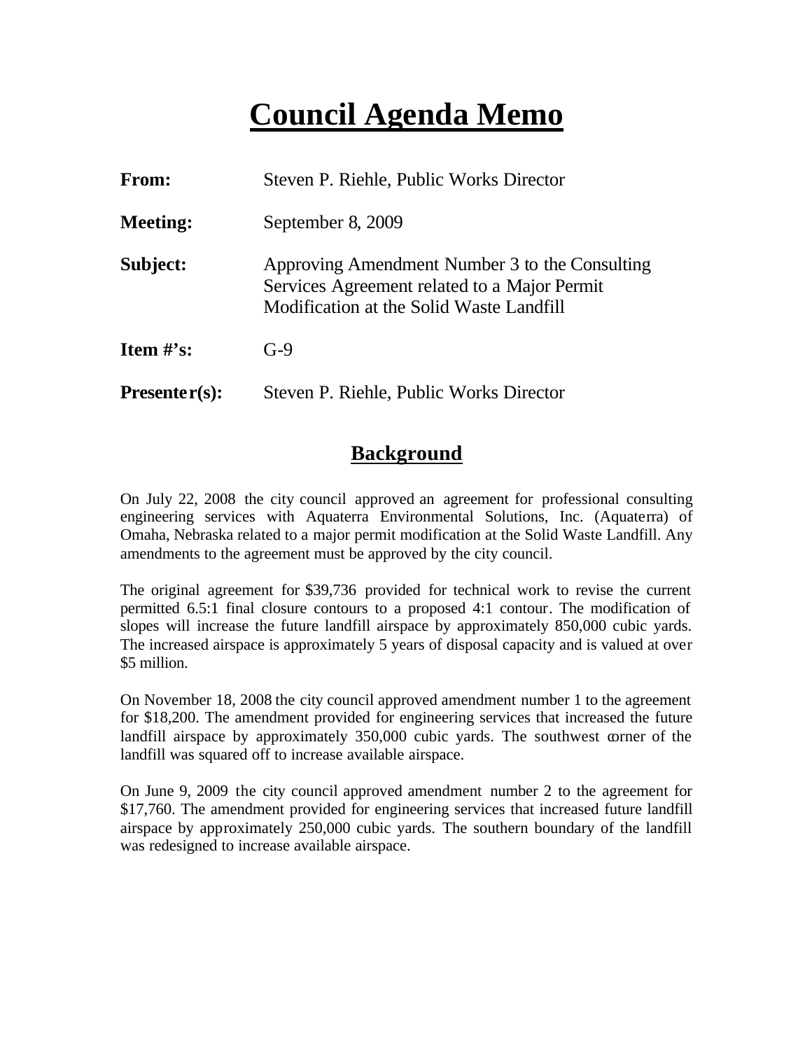# Council Agenda Memo

| | |
|---|---|
| **From:** | Steven P. Riehle, Public Works Director |
| **Meeting:** | September 8, 2009 |
| **Subject:** | Approving Amendment Number 3 to the Consulting Services Agreement related to a Major Permit Modification at the Solid Waste Landfill |
| **Item #'s:** | G-9 |
| **Presenter(s):** | Steven P. Riehle, Public Works Director |

## Background

On July 22, 2008 the city council approved an agreement for professional consulting engineering services with Aquaterra Environmental Solutions, Inc. (Aquaterra) of Omaha, Nebraska related to a major permit modification at the Solid Waste Landfill. Any amendments to the agreement must be approved by the city council.

The original agreement for $39,736 provided for technical work to revise the current permitted 6.5:1 final closure contours to a proposed 4:1 contour. The modification of slopes will increase the future landfill airspace by approximately 850,000 cubic yards. The increased airspace is approximately 5 years of disposal capacity and is valued at over $5 million.

On November 18, 2008 the city council approved amendment number 1 to the agreement for $18,200. The amendment provided for engineering services that increased the future landfill airspace by approximately 350,000 cubic yards. The southwest corner of the landfill was squared off to increase available airspace.

On June 9, 2009 the city council approved amendment number 2 to the agreement for $17,760. The amendment provided for engineering services that increased future landfill airspace by approximately 250,000 cubic yards. The southern boundary of the landfill was redesigned to increase available airspace.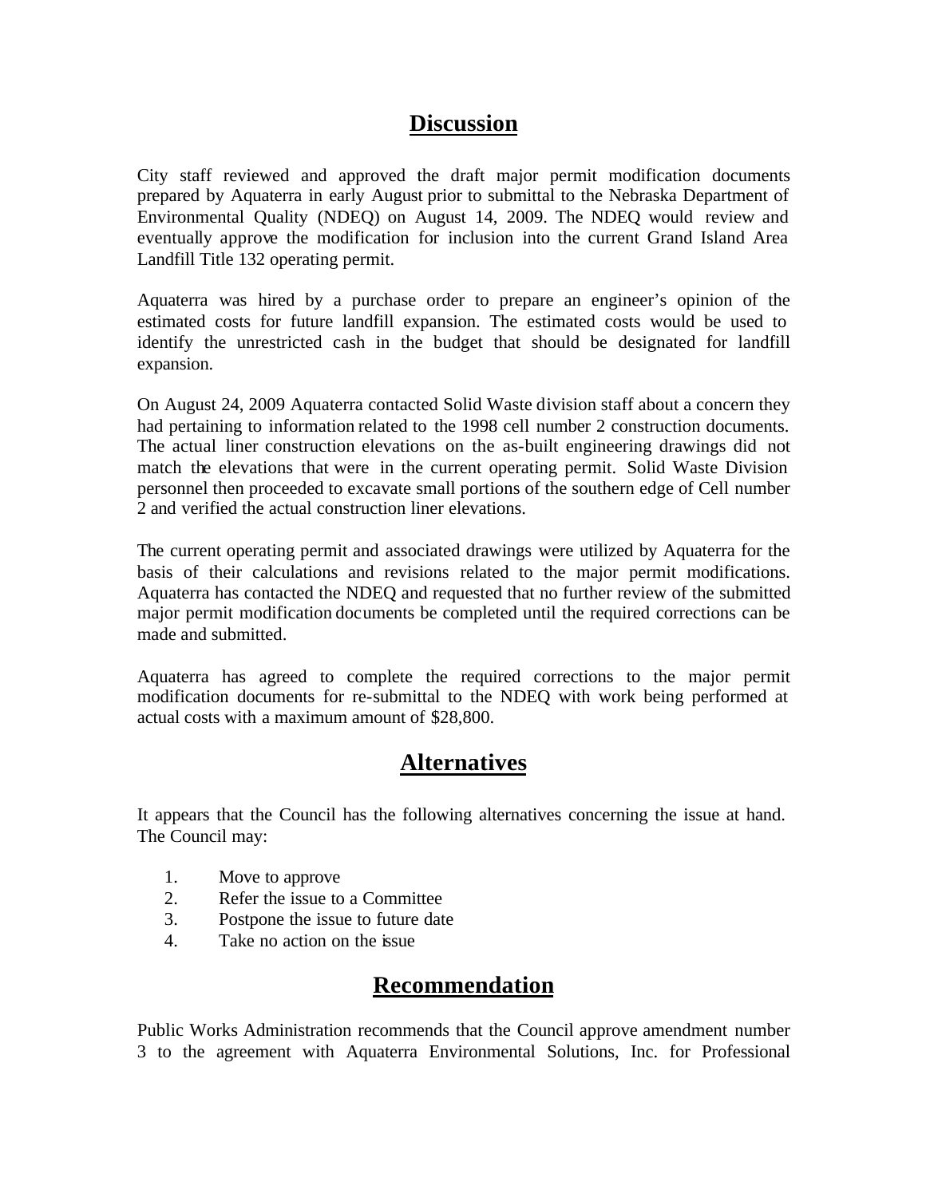## Discussion

City staff reviewed and approved the draft major permit modification documents prepared by Aquaterra in early August prior to submittal to the Nebraska Department of Environmental Quality (NDEQ) on August 14, 2009. The NDEQ would review and eventually approve the modification for inclusion into the current Grand Island Area Landfill Title 132 operating permit.

Aquaterra was hired by a purchase order to prepare an engineer's opinion of the estimated costs for future landfill expansion. The estimated costs would be used to identify the unrestricted cash in the budget that should be designated for landfill expansion.

On August 24, 2009 Aquaterra contacted Solid Waste division staff about a concern they had pertaining to information related to the 1998 cell number 2 construction documents. The actual liner construction elevations on the as-built engineering drawings did not match the elevations that were in the current operating permit. Solid Waste Division personnel then proceeded to excavate small portions of the southern edge of Cell number 2 and verified the actual construction liner elevations.

The current operating permit and associated drawings were utilized by Aquaterra for the basis of their calculations and revisions related to the major permit modifications. Aquaterra has contacted the NDEQ and requested that no further review of the submitted major permit modification documents be completed until the required corrections can be made and submitted.

Aquaterra has agreed to complete the required corrections to the major permit modification documents for re-submittal to the NDEQ with work being performed at actual costs with a maximum amount of $28,800.

## Alternatives

It appears that the Council has the following alternatives concerning the issue at hand. The Council may:

1. Move to approve
2. Refer the issue to a Committee
3. Postpone the issue to future date
4. Take no action on the issue

## Recommendation

Public Works Administration recommends that the Council approve amendment number 3 to the agreement with Aquaterra Environmental Solutions, Inc. for Professional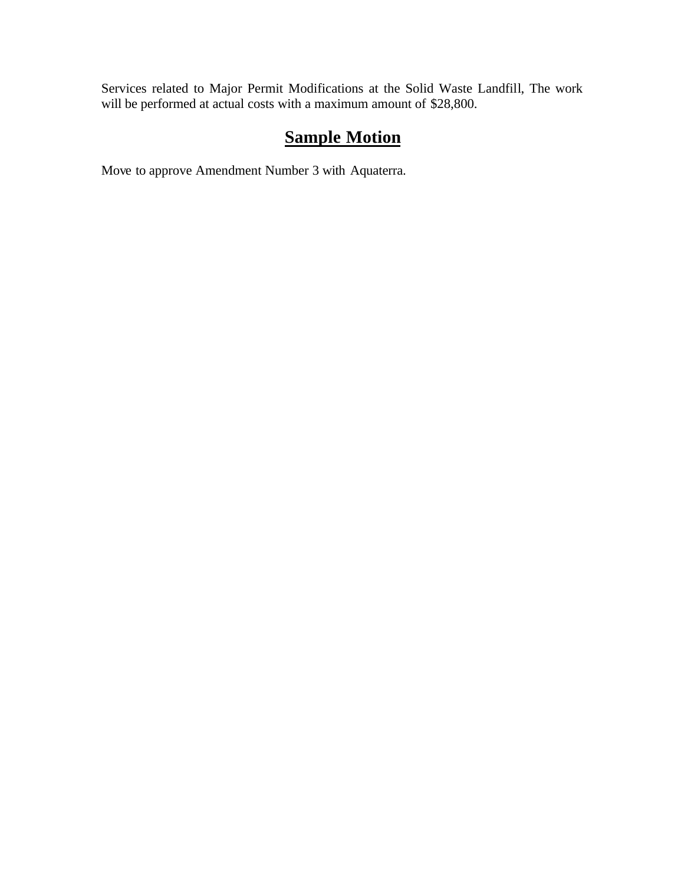Services related to Major Permit Modifications at the Solid Waste Landfill, The work will be performed at actual costs with a maximum amount of $28,800.

## **Sample Motion**

Move to approve Amendment Number 3 with Aquaterra.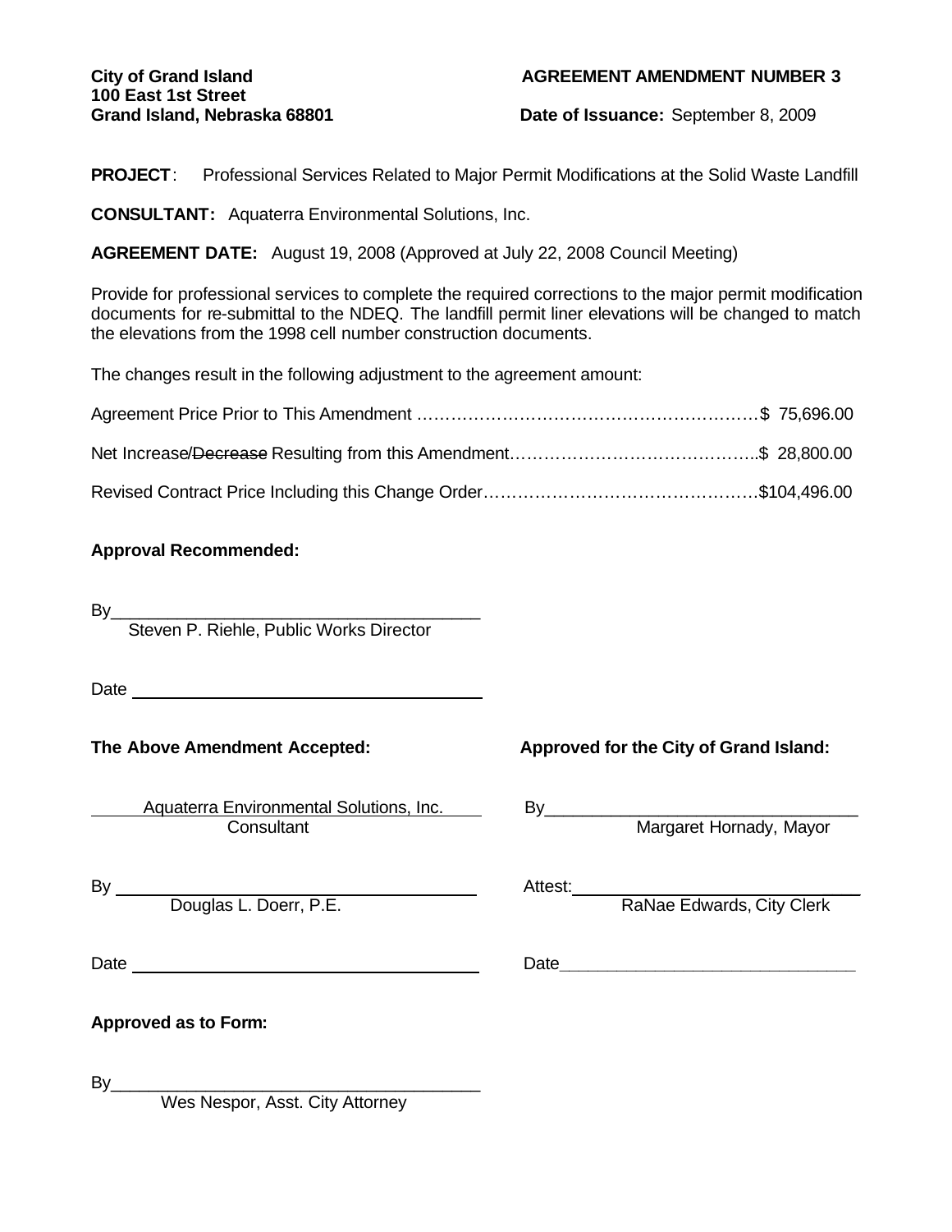**City of Grand Island**
**100 East 1st Street**
**Grand Island, Nebraska 68801**

**AGREEMENT AMENDMENT NUMBER 3**

**Date of Issuance:** September 8, 2009

**PROJECT**: Professional Services Related to Major Permit Modifications at the Solid Waste Landfill

**CONSULTANT:** Aquaterra Environmental Solutions, Inc.

**AGREEMENT DATE:** August 19, 2008 (Approved at July 22, 2008 Council Meeting)

Provide for professional services to complete the required corrections to the major permit modification documents for re-submittal to the NDEQ. The landfill permit liner elevations will be changed to match the elevations from the 1998 cell number construction documents.

The changes result in the following adjustment to the agreement amount:

Agreement Price Prior to This Amendment ……………………………………………………$ 75,696.00

Net Increase/~~Decrease~~ Resulting from this Amendment……………………………………..$ 28,800.00

Revised Contract Price Including this Change Order………………………………………….$104,496.00

**Approval Recommended:**

By_______________________________________
Steven P. Riehle, Public Works Director

Date _____________________________________

**The Above Amendment Accepted:**

Aquaterra Environmental Solutions, Inc.
Consultant

By _______________________________________
Douglas L. Doerr, P.E.

Date _____________________________________

**Approved for the City of Grand Island:**

By_________________________________
Margaret Hornady, Mayor

Attest:______________________________
RaNae Edwards, City Clerk

Date________________________________

**Approved as to Form:**

By_______________________________________
Wes Nespor, Asst. City Attorney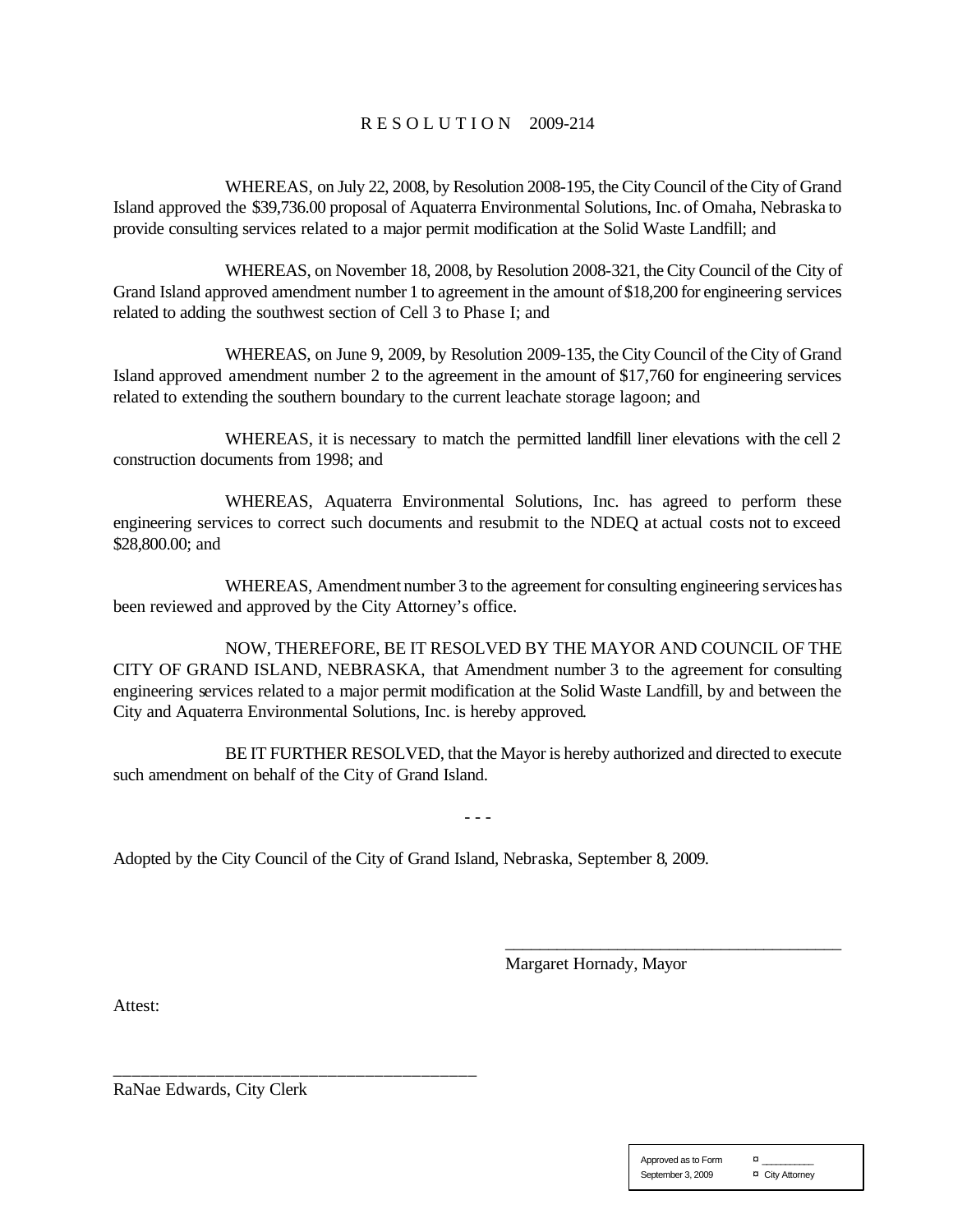# R E S O L U T I O N 2009-214

WHEREAS, on July 22, 2008, by Resolution 2008-195, the City Council of the City of Grand Island approved the $39,736.00 proposal of Aquaterra Environmental Solutions, Inc. of Omaha, Nebraska to provide consulting services related to a major permit modification at the Solid Waste Landfill; and

WHEREAS, on November 18, 2008, by Resolution 2008-321, the City Council of the City of Grand Island approved amendment number 1 to agreement in the amount of $18,200 for engineering services related to adding the southwest section of Cell 3 to Phase I; and

WHEREAS, on June 9, 2009, by Resolution 2009-135, the City Council of the City of Grand Island approved amendment number 2 to the agreement in the amount of $17,760 for engineering services related to extending the southern boundary to the current leachate storage lagoon; and

WHEREAS, it is necessary to match the permitted landfill liner elevations with the cell 2 construction documents from 1998; and

WHEREAS, Aquaterra Environmental Solutions, Inc. has agreed to perform these engineering services to correct such documents and resubmit to the NDEQ at actual costs not to exceed $28,800.00; and

WHEREAS, Amendment number 3 to the agreement for consulting engineering services has been reviewed and approved by the City Attorney's office.

NOW, THEREFORE, BE IT RESOLVED BY THE MAYOR AND COUNCIL OF THE CITY OF GRAND ISLAND, NEBRASKA, that Amendment number 3 to the agreement for consulting engineering services related to a major permit modification at the Solid Waste Landfill, by and between the City and Aquaterra Environmental Solutions, Inc. is hereby approved.

BE IT FURTHER RESOLVED, that the Mayor is hereby authorized and directed to execute such amendment on behalf of the City of Grand Island.

- - -

Adopted by the City Council of the City of Grand Island, Nebraska, September 8, 2009.

_______________________________________
Margaret Hornady, Mayor

Attest:

_______________________________________
RaNae Edwards, City Clerk

| | |
|---|---|
| Approved as to Form | ¤ ___________ |
| September 3, 2009 | ¤ City Attorney |